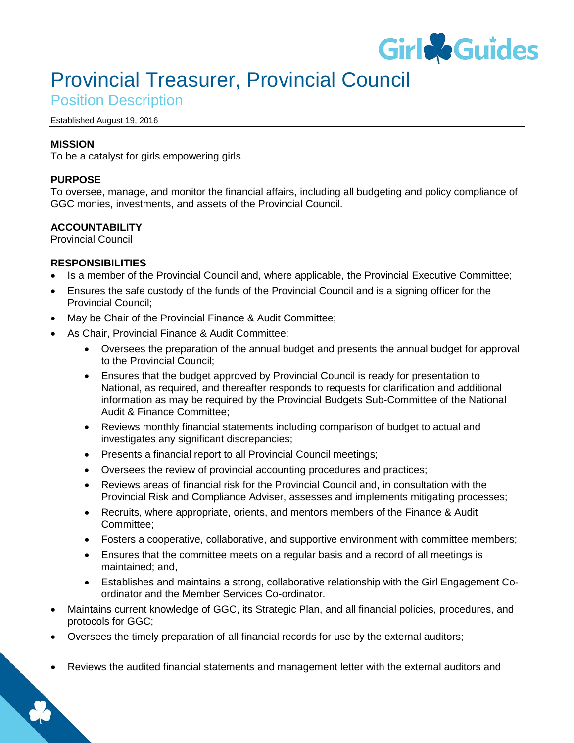# Provincial Treasurer, Provincial Council

## Position Description

Established August 19, 2016

**MISSION**
To be a catalyst for girls empowering girls

**PURPOSE**
To oversee, manage, and monitor the financial affairs, including all budgeting and policy compliance of GGC monies, investments, and assets of the Provincial Council.

**ACCOUNTABILITY**
Provincial Council

**RESPONSIBILITIES**

- Is a member of the Provincial Council and, where applicable, the Provincial Executive Committee;
- Ensures the safe custody of the funds of the Provincial Council and is a signing officer for the Provincial Council;
- May be Chair of the Provincial Finance & Audit Committee;
- As Chair, Provincial Finance & Audit Committee:
  - Oversees the preparation of the annual budget and presents the annual budget for approval to the Provincial Council;
  - Ensures that the budget approved by Provincial Council is ready for presentation to National, as required, and thereafter responds to requests for clarification and additional information as may be required by the Provincial Budgets Sub-Committee of the National Audit & Finance Committee;
  - Reviews monthly financial statements including comparison of budget to actual and investigates any significant discrepancies;
  - Presents a financial report to all Provincial Council meetings;
  - Oversees the review of provincial accounting procedures and practices;
  - Reviews areas of financial risk for the Provincial Council and, in consultation with the Provincial Risk and Compliance Adviser, assesses and implements mitigating processes;
  - Recruits, where appropriate, orients, and mentors members of the Finance & Audit Committee;
  - Fosters a cooperative, collaborative, and supportive environment with committee members;
  - Ensures that the committee meets on a regular basis and a record of all meetings is maintained; and,
  - Establishes and maintains a strong, collaborative relationship with the Girl Engagement Co-ordinator and the Member Services Co-ordinator.
- Maintains current knowledge of GGC, its Strategic Plan, and all financial policies, procedures, and protocols for GGC;
- Oversees the timely preparation of all financial records for use by the external auditors;
- Reviews the audited financial statements and management letter with the external auditors and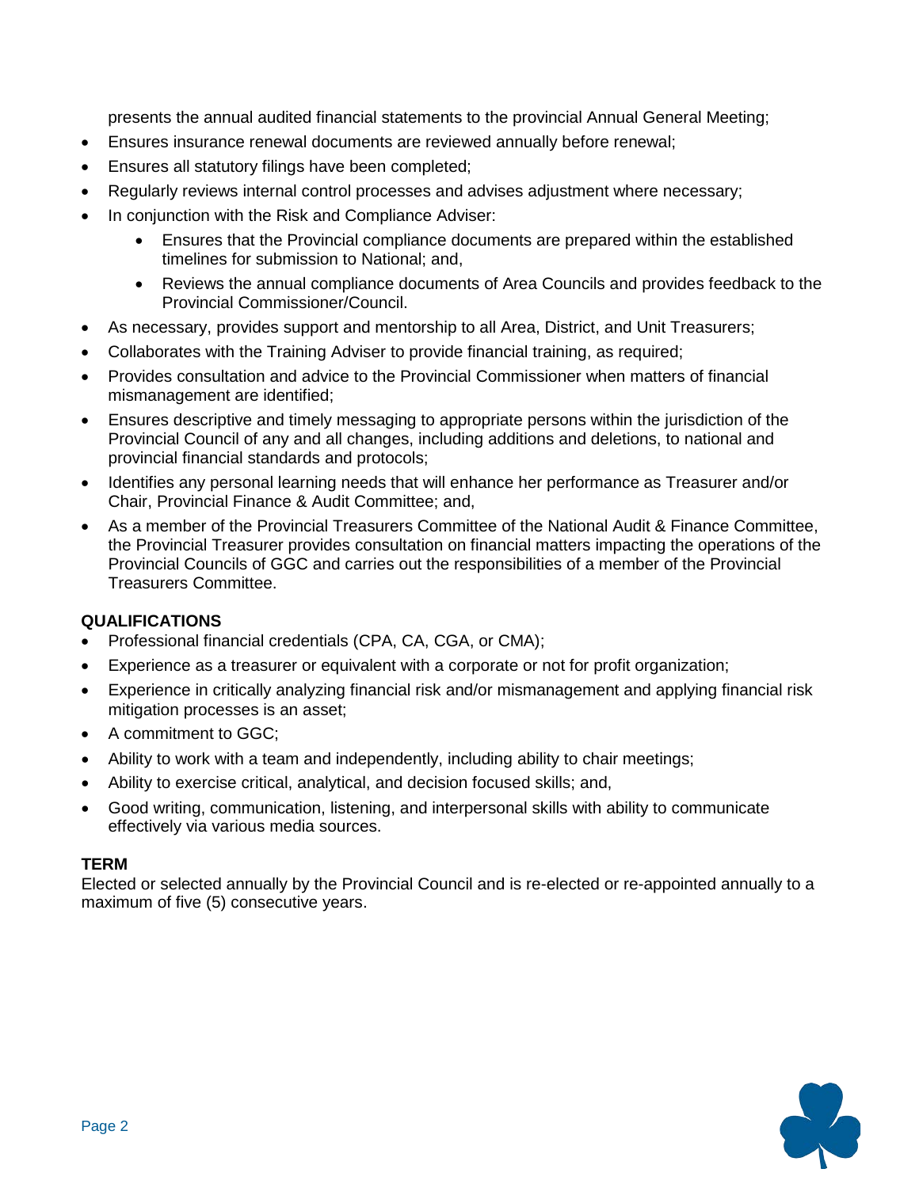presents the annual audited financial statements to the provincial Annual General Meeting;

- Ensures insurance renewal documents are reviewed annually before renewal;
- Ensures all statutory filings have been completed;
- Regularly reviews internal control processes and advises adjustment where necessary;
- In conjunction with the Risk and Compliance Adviser:
  - Ensures that the Provincial compliance documents are prepared within the established timelines for submission to National; and,
  - Reviews the annual compliance documents of Area Councils and provides feedback to the Provincial Commissioner/Council.
- As necessary, provides support and mentorship to all Area, District, and Unit Treasurers;
- Collaborates with the Training Adviser to provide financial training, as required;
- Provides consultation and advice to the Provincial Commissioner when matters of financial mismanagement are identified;
- Ensures descriptive and timely messaging to appropriate persons within the jurisdiction of the Provincial Council of any and all changes, including additions and deletions, to national and provincial financial standards and protocols;
- Identifies any personal learning needs that will enhance her performance as Treasurer and/or Chair, Provincial Finance & Audit Committee; and,
- As a member of the Provincial Treasurers Committee of the National Audit & Finance Committee, the Provincial Treasurer provides consultation on financial matters impacting the operations of the Provincial Councils of GGC and carries out the responsibilities of a member of the Provincial Treasurers Committee.

**QUALIFICATIONS**

- Professional financial credentials (CPA, CA, CGA, or CMA);
- Experience as a treasurer or equivalent with a corporate or not for profit organization;
- Experience in critically analyzing financial risk and/or mismanagement and applying financial risk mitigation processes is an asset;
- A commitment to GGC;
- Ability to work with a team and independently, including ability to chair meetings;
- Ability to exercise critical, analytical, and decision focused skills; and,
- Good writing, communication, listening, and interpersonal skills with ability to communicate effectively via various media sources.

**TERM**

Elected or selected annually by the Provincial Council and is re-elected or re-appointed annually to a maximum of five (5) consecutive years.